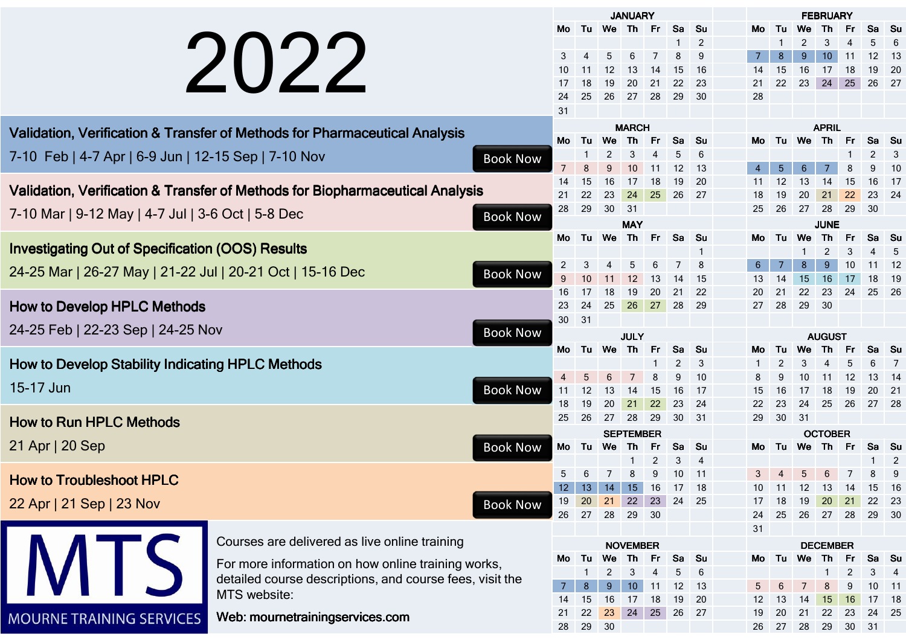# 2022

## Validation, Verification & Transfer of Methods for Pharmaceutical Analysis

7-10 Feb | 4-7 Apr | 6-9 Jun | 12-15 Sep | 7-10 Nov

Book Now

## Validation, Verification & Transfer of Methods for Biopharmaceutical Analysis

7-10 Mar | 9-12 May | 4-7 Jul | 3-6 Oct | 5-8 Dec

Book Now

## Investigating Out of Specification (OOS) Results

24-25 Mar | 26-27 May | 21-22 Jul | 20-21 Oct | 15-16 Dec

Book Now

## How to Develop HPLC Methods

24-25 Feb | 22-23 Sep | 24-25 Nov

Book Now

## How to Develop Stability Indicating HPLC Methods

15-17 Jun

Book Now

## How to Run HPLC Methods

21 Apr | 20 Sep

Book Now

## How to Troubleshoot HPLC

22 Apr | 21 Sep | 23 Nov

Book Now

MTS
MOURNE TRAINING SERVICES

Courses are delivered as live online training

For more information on how online training works, detailed course descriptions, and course fees, visit the MTS website:

Web: mournetrainingservices.com

**JANUARY**

| Mo | Tu | We | Th | Fr | Sa | Su |
|---|---|---|---|---|---|---|
| | | | | | 1 | 2 |
| 3 | 4 | 5 | 6 | 7 | 8 | 9 |
| 10 | 11 | 12 | 13 | 14 | 15 | 16 |
| 17 | 18 | 19 | 20 | 21 | 22 | 23 |
| 24 | 25 | 26 | 27 | 28 | 29 | 30 |
| 31 | | | | | | |

**FEBRUARY**

| Mo | Tu | We | Th | Fr | Sa | Su |
|---|---|---|---|---|---|---|
| | 1 | 2 | 3 | 4 | 5 | 6 |
| 7 | 8 | 9 | 10 | 11 | 12 | 13 |
| 14 | 15 | 16 | 17 | 18 | 19 | 20 |
| 21 | 22 | 23 | 24 | 25 | 26 | 27 |
| 28 | | | | | | |

**MARCH**

| Mo | Tu | We | Th | Fr | Sa | Su |
|---|---|---|---|---|---|---|
| | 1 | 2 | 3 | 4 | 5 | 6 |
| 7 | 8 | 9 | 10 | 11 | 12 | 13 |
| 14 | 15 | 16 | 17 | 18 | 19 | 20 |
| 21 | 22 | 23 | 24 | 25 | 26 | 27 |
| 28 | 29 | 30 | 31 | | | |

**APRIL**

| Mo | Tu | We | Th | Fr | Sa | Su |
|---|---|---|---|---|---|---|
| | | | | 1 | 2 | 3 |
| 4 | 5 | 6 | 7 | 8 | 9 | 10 |
| 11 | 12 | 13 | 14 | 15 | 16 | 17 |
| 18 | 19 | 20 | 21 | 22 | 23 | 24 |
| 25 | 26 | 27 | 28 | 29 | 30 | |

**MAY**

| Mo | Tu | We | Th | Fr | Sa | Su |
|---|---|---|---|---|---|---|
| | | | | | | 1 |
| 2 | 3 | 4 | 5 | 6 | 7 | 8 |
| 9 | 10 | 11 | 12 | 13 | 14 | 15 |
| 16 | 17 | 18 | 19 | 20 | 21 | 22 |
| 23 | 24 | 25 | 26 | 27 | 28 | 29 |
| 30 | 31 | | | | | |

**JUNE**

| Mo | Tu | We | Th | Fr | Sa | Su |
|---|---|---|---|---|---|---|
| | | 1 | 2 | 3 | 4 | 5 |
| 6 | 7 | 8 | 9 | 10 | 11 | 12 |
| 13 | 14 | 15 | 16 | 17 | 18 | 19 |
| 20 | 21 | 22 | 23 | 24 | 25 | 26 |
| 27 | 28 | 29 | 30 | | | |

**JULY**

| Mo | Tu | We | Th | Fr | Sa | Su |
|---|---|---|---|---|---|---|
| | | | | 1 | 2 | 3 |
| 4 | 5 | 6 | 7 | 8 | 9 | 10 |
| 11 | 12 | 13 | 14 | 15 | 16 | 17 |
| 18 | 19 | 20 | 21 | 22 | 23 | 24 |
| 25 | 26 | 27 | 28 | 29 | 30 | 31 |

**AUGUST**

| Mo | Tu | We | Th | Fr | Sa | Su |
|---|---|---|---|---|---|---|
| 1 | 2 | 3 | 4 | 5 | 6 | 7 |
| 8 | 9 | 10 | 11 | 12 | 13 | 14 |
| 15 | 16 | 17 | 18 | 19 | 20 | 21 |
| 22 | 23 | 24 | 25 | 26 | 27 | 28 |
| 29 | 30 | 31 | | | | |

**SEPTEMBER**

| Mo | Tu | We | Th | Fr | Sa | Su |
|---|---|---|---|---|---|---|
| | | | 1 | 2 | 3 | 4 |
| 5 | 6 | 7 | 8 | 9 | 10 | 11 |
| 12 | 13 | 14 | 15 | 16 | 17 | 18 |
| 19 | 20 | 21 | 22 | 23 | 24 | 25 |
| 26 | 27 | 28 | 29 | 30 | | |

**OCTOBER**

| Mo | Tu | We | Th | Fr | Sa | Su |
|---|---|---|---|---|---|---|
| | | | | | 1 | 2 |
| 3 | 4 | 5 | 6 | 7 | 8 | 9 |
| 10 | 11 | 12 | 13 | 14 | 15 | 16 |
| 17 | 18 | 19 | 20 | 21 | 22 | 23 |
| 24 | 25 | 26 | 27 | 28 | 29 | 30 |
| 31 | | | | | | |

**NOVEMBER**

| Mo | Tu | We | Th | Fr | Sa | Su |
|---|---|---|---|---|---|---|
| | 1 | 2 | 3 | 4 | 5 | 6 |
| 7 | 8 | 9 | 10 | 11 | 12 | 13 |
| 14 | 15 | 16 | 17 | 18 | 19 | 20 |
| 21 | 22 | 23 | 24 | 25 | 26 | 27 |
| 28 | 29 | 30 | | | | |

**DECEMBER**

| Mo | Tu | We | Th | Fr | Sa | Su |
|---|---|---|---|---|---|---|
| | | | 1 | 2 | 3 | 4 |
| 5 | 6 | 7 | 8 | 9 | 10 | 11 |
| 12 | 13 | 14 | 15 | 16 | 17 | 18 |
| 19 | 20 | 21 | 22 | 23 | 24 | 25 |
| 26 | 27 | 28 | 29 | 30 | 31 | |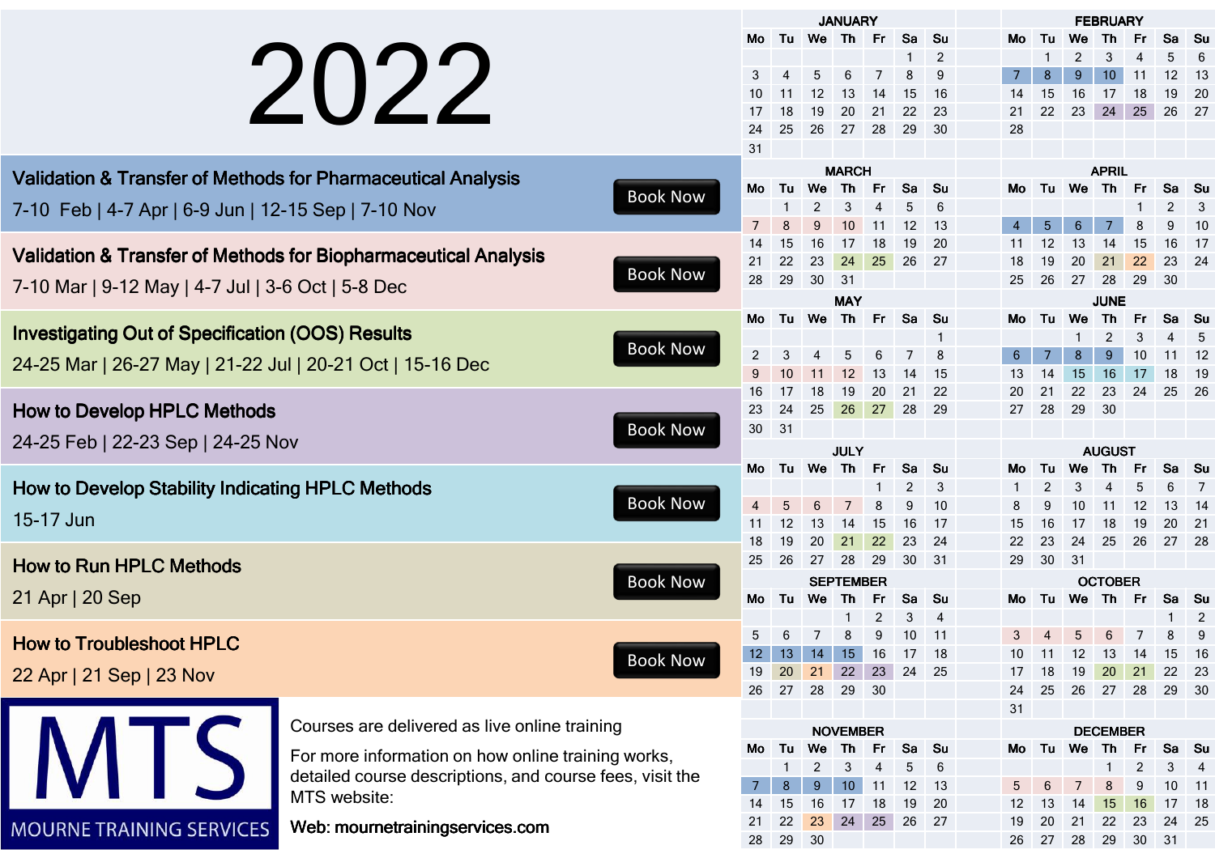# 2022

## Validation & Transfer of Methods for Pharmaceutical Analysis

7-10 Feb | 4-7 Apr | 6-9 Jun | 12-15 Sep | 7-10 Nov

Book Now

## Validation & Transfer of Methods for Biopharmaceutical Analysis

7-10 Mar | 9-12 May | 4-7 Jul | 3-6 Oct | 5-8 Dec

Book Now

## Investigating Out of Specification (OOS) Results

24-25 Mar | 26-27 May | 21-22 Jul | 20-21 Oct | 15-16 Dec

Book Now

## How to Develop HPLC Methods

24-25 Feb | 22-23 Sep | 24-25 Nov

Book Now

## How to Develop Stability Indicating HPLC Methods

15-17 Jun

Book Now

## How to Run HPLC Methods

21 Apr | 20 Sep

Book Now

## How to Troubleshoot HPLC

22 Apr | 21 Sep | 23 Nov

Book Now

MTS
MOURNE TRAINING SERVICES

Courses are delivered as live online training

For more information on how online training works, detailed course descriptions, and course fees, visit the MTS website:

**Web: mournetrainingservices.com**

### JANUARY

| Mo | Tu | We | Th | Fr | Sa | Su |
|---|---|---|---|---|---|---|
| | | | | | 1 | 2 |
| 3 | 4 | 5 | 6 | 7 | 8 | 9 |
| 10 | 11 | 12 | 13 | 14 | 15 | 16 |
| 17 | 18 | 19 | 20 | 21 | 22 | 23 |
| 24 | 25 | 26 | 27 | 28 | 29 | 30 |
| 31 | | | | | | |

### FEBRUARY

| Mo | Tu | We | Th | Fr | Sa | Su |
|---|---|---|---|---|---|---|
| | 1 | 2 | 3 | 4 | 5 | 6 |
| 7 | 8 | 9 | 10 | 11 | 12 | 13 |
| 14 | 15 | 16 | 17 | 18 | 19 | 20 |
| 21 | 22 | 23 | 24 | 25 | 26 | 27 |
| 28 | | | | | | |

### MARCH

| Mo | Tu | We | Th | Fr | Sa | Su |
|---|---|---|---|---|---|---|
| | 1 | 2 | 3 | 4 | 5 | 6 |
| 7 | 8 | 9 | 10 | 11 | 12 | 13 |
| 14 | 15 | 16 | 17 | 18 | 19 | 20 |
| 21 | 22 | 23 | 24 | 25 | 26 | 27 |
| 28 | 29 | 30 | 31 | | | |

### APRIL

| Mo | Tu | We | Th | Fr | Sa | Su |
|---|---|---|---|---|---|---|
| | | | | 1 | 2 | 3 |
| 4 | 5 | 6 | 7 | 8 | 9 | 10 |
| 11 | 12 | 13 | 14 | 15 | 16 | 17 |
| 18 | 19 | 20 | 21 | 22 | 23 | 24 |
| 25 | 26 | 27 | 28 | 29 | 30 | |

### MAY

| Mo | Tu | We | Th | Fr | Sa | Su |
|---|---|---|---|---|---|---|
| | | | | | | 1 |
| 2 | 3 | 4 | 5 | 6 | 7 | 8 |
| 9 | 10 | 11 | 12 | 13 | 14 | 15 |
| 16 | 17 | 18 | 19 | 20 | 21 | 22 |
| 23 | 24 | 25 | 26 | 27 | 28 | 29 |
| 30 | 31 | | | | | |

### JUNE

| Mo | Tu | We | Th | Fr | Sa | Su |
|---|---|---|---|---|---|---|
| | | 1 | 2 | 3 | 4 | 5 |
| 6 | 7 | 8 | 9 | 10 | 11 | 12 |
| 13 | 14 | 15 | 16 | 17 | 18 | 19 |
| 20 | 21 | 22 | 23 | 24 | 25 | 26 |
| 27 | 28 | 29 | 30 | | | |

### JULY

| Mo | Tu | We | Th | Fr | Sa | Su |
|---|---|---|---|---|---|---|
| | | | | 1 | 2 | 3 |
| 4 | 5 | 6 | 7 | 8 | 9 | 10 |
| 11 | 12 | 13 | 14 | 15 | 16 | 17 |
| 18 | 19 | 20 | 21 | 22 | 23 | 24 |
| 25 | 26 | 27 | 28 | 29 | 30 | 31 |

### AUGUST

| Mo | Tu | We | Th | Fr | Sa | Su |
|---|---|---|---|---|---|---|
| 1 | 2 | 3 | 4 | 5 | 6 | 7 |
| 8 | 9 | 10 | 11 | 12 | 13 | 14 |
| 15 | 16 | 17 | 18 | 19 | 20 | 21 |
| 22 | 23 | 24 | 25 | 26 | 27 | 28 |
| 29 | 30 | 31 | | | | |

### SEPTEMBER

| Mo | Tu | We | Th | Fr | Sa | Su |
|---|---|---|---|---|---|---|
| | | | 1 | 2 | 3 | 4 |
| 5 | 6 | 7 | 8 | 9 | 10 | 11 |
| 12 | 13 | 14 | 15 | 16 | 17 | 18 |
| 19 | 20 | 21 | 22 | 23 | 24 | 25 |
| 26 | 27 | 28 | 29 | 30 | | |

### OCTOBER

| Mo | Tu | We | Th | Fr | Sa | Su |
|---|---|---|---|---|---|---|
| | | | | | 1 | 2 |
| 3 | 4 | 5 | 6 | 7 | 8 | 9 |
| 10 | 11 | 12 | 13 | 14 | 15 | 16 |
| 17 | 18 | 19 | 20 | 21 | 22 | 23 |
| 24 | 25 | 26 | 27 | 28 | 29 | 30 |
| 31 | | | | | | |

### NOVEMBER

| Mo | Tu | We | Th | Fr | Sa | Su |
|---|---|---|---|---|---|---|
| | 1 | 2 | 3 | 4 | 5 | 6 |
| 7 | 8 | 9 | 10 | 11 | 12 | 13 |
| 14 | 15 | 16 | 17 | 18 | 19 | 20 |
| 21 | 22 | 23 | 24 | 25 | 26 | 27 |
| 28 | 29 | 30 | | | | |

### DECEMBER

| Mo | Tu | We | Th | Fr | Sa | Su |
|---|---|---|---|---|---|---|
| | | | 1 | 2 | 3 | 4 |
| 5 | 6 | 7 | 8 | 9 | 10 | 11 |
| 12 | 13 | 14 | 15 | 16 | 17 | 18 |
| 19 | 20 | 21 | 22 | 23 | 24 | 25 |
| 26 | 27 | 28 | 29 | 30 | 31 | |